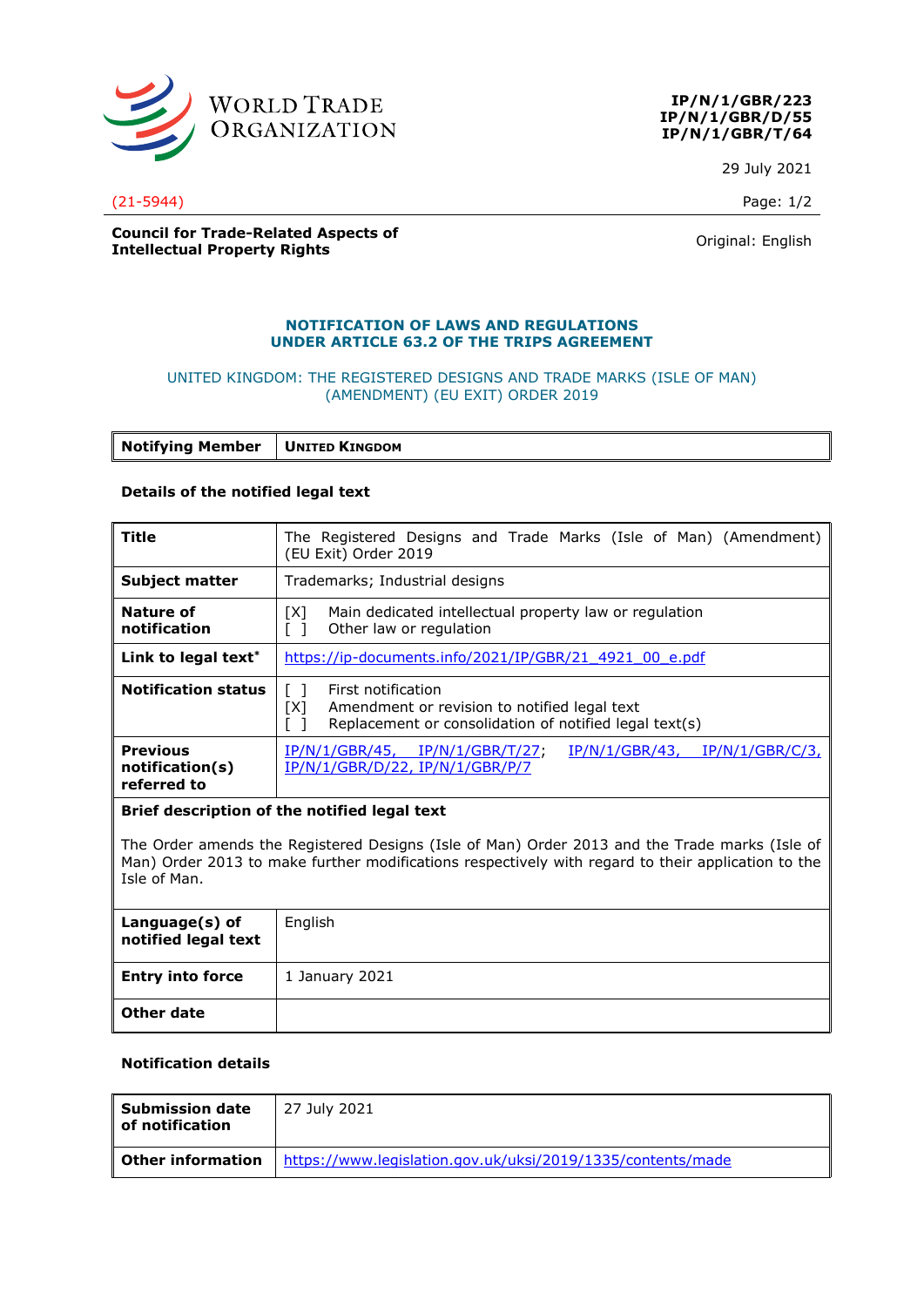WORLD TRADE ORGANIZATION

**IP/N/1/GBR/223**
**IP/N/1/GBR/D/55**
**IP/N/1/GBR/T/64**

29 July 2021

(21-5944)

**Council for Trade-Related Aspects of Intellectual Property Rights**

Original: English

## NOTIFICATION OF LAWS AND REGULATIONS UNDER ARTICLE 63.2 OF THE TRIPS AGREEMENT

UNITED KINGDOM: THE REGISTERED DESIGNS AND TRADE MARKS (ISLE OF MAN) (AMENDMENT) (EU EXIT) ORDER 2019

| **Notifying Member** | **UNITED KINGDOM** |
|---|---|

**Details of the notified legal text**

| **Title** | The Registered Designs and Trade Marks (Isle of Man) (Amendment) (EU Exit) Order 2019 |
|---|---|
| **Subject matter** | Trademarks; Industrial designs |
| **Nature of notification** | [X] Main dedicated intellectual property law or regulation<br>[ ] Other law or regulation |
| **Link to legal text*** | https://ip-documents.info/2021/IP/GBR/21_4921_00_e.pdf |
| **Notification status** | [ ] First notification<br>[X] Amendment or revision to notified legal text<br>[ ] Replacement or consolidation of notified legal text(s) |
| **Previous notification(s) referred to** | IP/N/1/GBR/45, IP/N/1/GBR/T/27; IP/N/1/GBR/43, IP/N/1/GBR/C/3, IP/N/1/GBR/D/22, IP/N/1/GBR/P/7 |
| **Brief description of the notified legal text** | The Order amends the Registered Designs (Isle of Man) Order 2013 and the Trade marks (Isle of Man) Order 2013 to make further modifications respectively with regard to their application to the Isle of Man. |
| **Language(s) of notified legal text** | English |
| **Entry into force** | 1 January 2021 |
| **Other date** | |

**Notification details**

| **Submission date of notification** | 27 July 2021 |
|---|---|
| **Other information** | https://www.legislation.gov.uk/uksi/2019/1335/contents/made |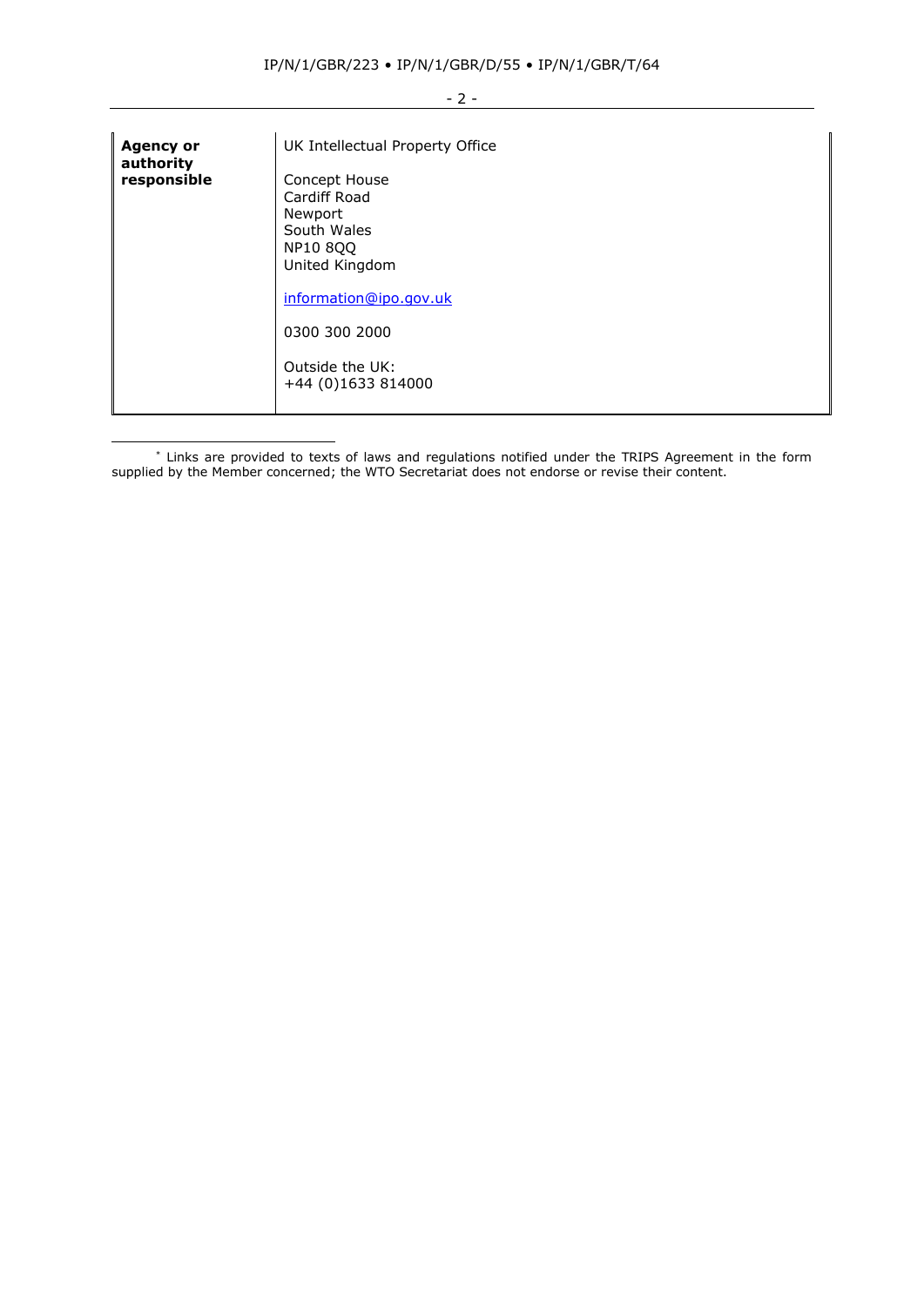| | |
|---|---|
| **Agency or authority responsible** | UK Intellectual Property Office<br><br>Concept House<br>Cardiff Road<br>Newport<br>South Wales<br>NP10 8QQ<br>United Kingdom<br><br>information@ipo.gov.uk<br><br>0300 300 2000<br><br>Outside the UK:<br>+44 (0)1633 814000 |

[*] Links are provided to texts of laws and regulations notified under the TRIPS Agreement in the form supplied by the Member concerned; the WTO Secretariat does not endorse or revise their content.